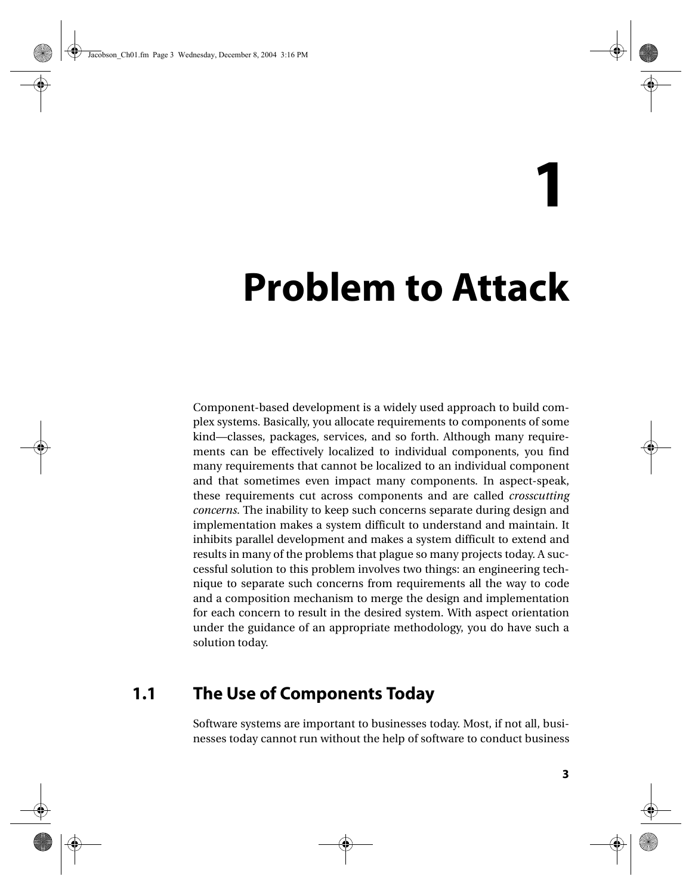# 1 Problem to Attack

Component-based development is a widely used approach to build complex systems. Basically, you allocate requirements to components of some kind—classes, packages, services, and so forth. Although many requirements can be effectively localized to individual components, you find many requirements that cannot be localized to an individual component and that sometimes even impact many components. In aspect-speak, these requirements cut across components and are called *crosscutting concerns*. The inability to keep such concerns separate during design and implementation makes a system difficult to understand and maintain. It inhibits parallel development and makes a system difficult to extend and results in many of the problems that plague so many projects today. A successful solution to this problem involves two things: an engineering technique to separate such concerns from requirements all the way to code and a composition mechanism to merge the design and implementation for each concern to result in the desired system. With aspect orientation under the guidance of an appropriate methodology, you do have such a solution today.

## 1.1 The Use of Components Today

Software systems are important to businesses today. Most, if not all, businesses today cannot run without the help of software to conduct business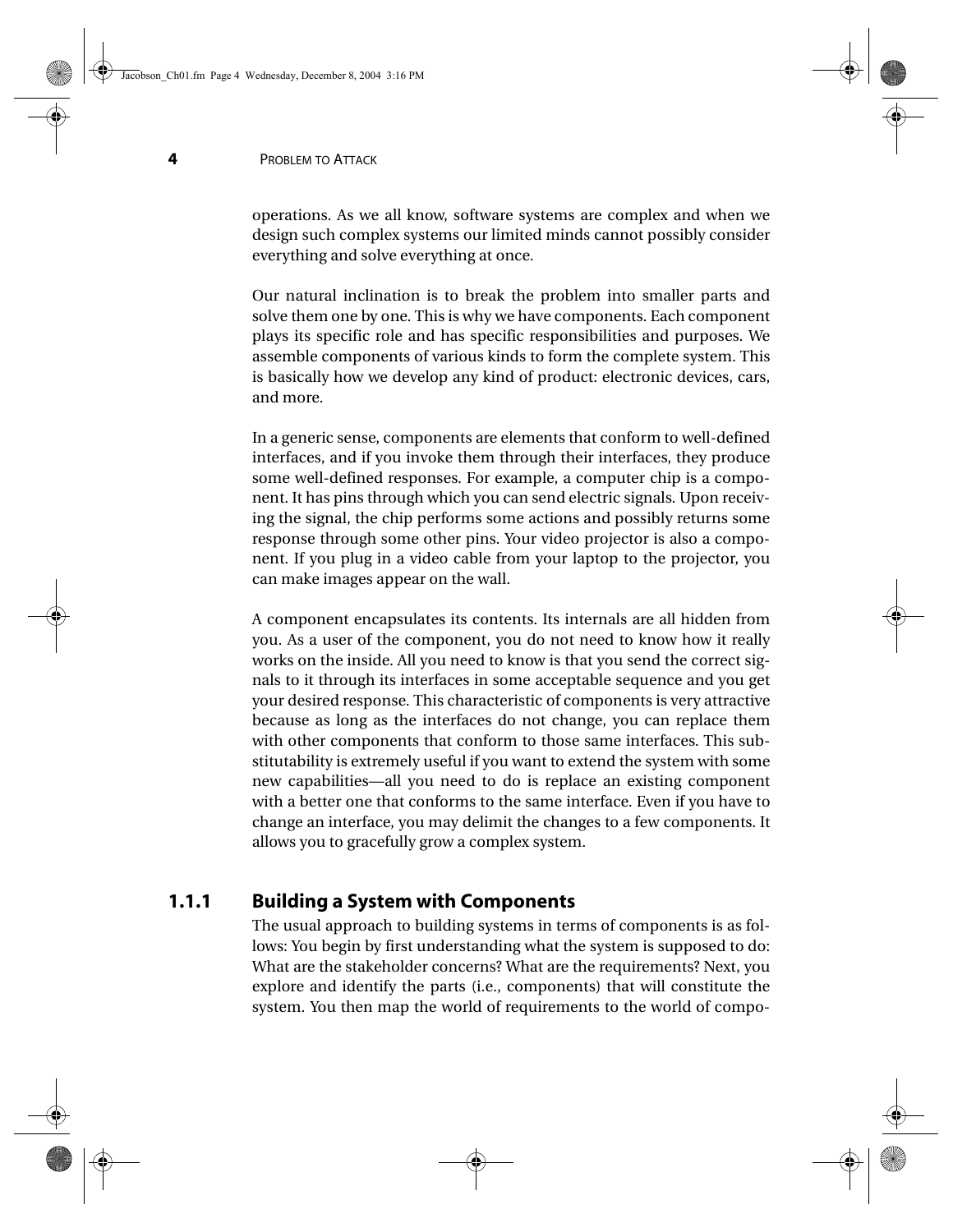operations. As we all know, software systems are complex and when we design such complex systems our limited minds cannot possibly consider everything and solve everything at once.

Our natural inclination is to break the problem into smaller parts and solve them one by one. This is why we have components. Each component plays its specific role and has specific responsibilities and purposes. We assemble components of various kinds to form the complete system. This is basically how we develop any kind of product: electronic devices, cars, and more.

In a generic sense, components are elements that conform to well-defined interfaces, and if you invoke them through their interfaces, they produce some well-defined responses. For example, a computer chip is a component. It has pins through which you can send electric signals. Upon receiving the signal, the chip performs some actions and possibly returns some response through some other pins. Your video projector is also a component. If you plug in a video cable from your laptop to the projector, you can make images appear on the wall.

A component encapsulates its contents. Its internals are all hidden from you. As a user of the component, you do not need to know how it really works on the inside. All you need to know is that you send the correct signals to it through its interfaces in some acceptable sequence and you get your desired response. This characteristic of components is very attractive because as long as the interfaces do not change, you can replace them with other components that conform to those same interfaces. This substitutability is extremely useful if you want to extend the system with some new capabilities—all you need to do is replace an existing component with a better one that conforms to the same interface. Even if you have to change an interface, you may delimit the changes to a few components. It allows you to gracefully grow a complex system.

### 1.1.1 Building a System with Components

The usual approach to building systems in terms of components is as follows: You begin by first understanding what the system is supposed to do: What are the stakeholder concerns? What are the requirements? Next, you explore and identify the parts (i.e., components) that will constitute the system. You then map the world of requirements to the world of compo-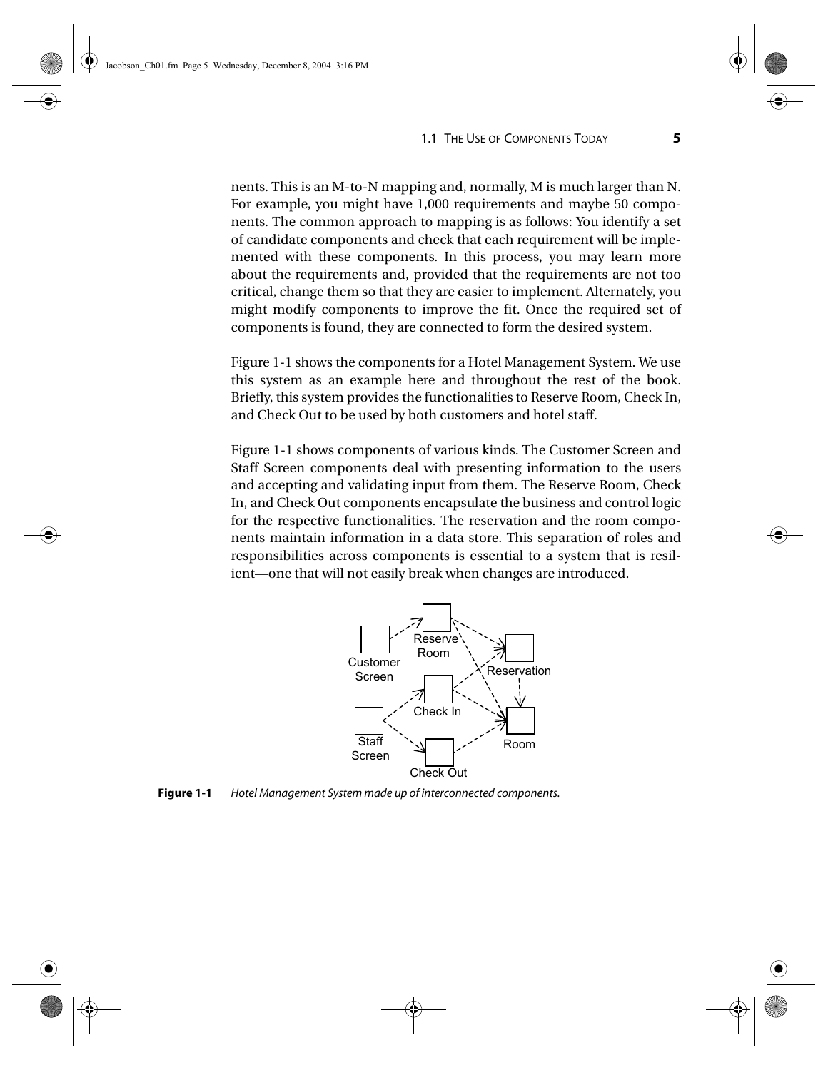nents. This is an M-to-N mapping and, normally, M is much larger than N. For example, you might have 1,000 requirements and maybe 50 components. The common approach to mapping is as follows: You identify a set of candidate components and check that each requirement will be implemented with these components. In this process, you may learn more about the requirements and, provided that the requirements are not too critical, change them so that they are easier to implement. Alternately, you might modify components to improve the fit. Once the required set of components is found, they are connected to form the desired system.

Figure 1-1 shows the components for a Hotel Management System. We use this system as an example here and throughout the rest of the book. Briefly, this system provides the functionalities to Reserve Room, Check In, and Check Out to be used by both customers and hotel staff.

Figure 1-1 shows components of various kinds. The Customer Screen and Staff Screen components deal with presenting information to the users and accepting and validating input from them. The Reserve Room, Check In, and Check Out components encapsulate the business and control logic for the respective functionalities. The reservation and the room components maintain information in a data store. This separation of roles and responsibilities across components is essential to a system that is resilient—one that will not easily break when changes are introduced.

**Figure 1-1** *Hotel Management System made up of interconnected components.*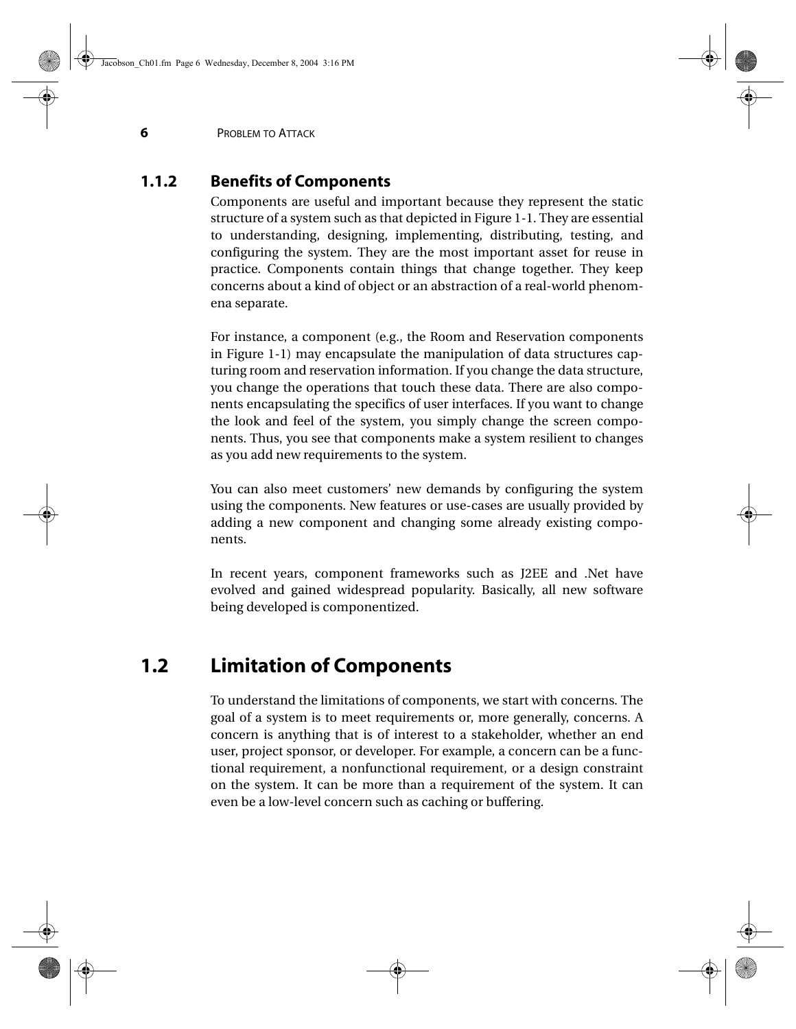### 1.1.2 Benefits of Components

Components are useful and important because they represent the static structure of a system such as that depicted in Figure 1-1. They are essential to understanding, designing, implementing, distributing, testing, and configuring the system. They are the most important asset for reuse in practice. Components contain things that change together. They keep concerns about a kind of object or an abstraction of a real-world phenomena separate.

For instance, a component (e.g., the Room and Reservation components in Figure 1-1) may encapsulate the manipulation of data structures capturing room and reservation information. If you change the data structure, you change the operations that touch these data. There are also components encapsulating the specifics of user interfaces. If you want to change the look and feel of the system, you simply change the screen components. Thus, you see that components make a system resilient to changes as you add new requirements to the system.

You can also meet customers' new demands by configuring the system using the components. New features or use-cases are usually provided by adding a new component and changing some already existing components.

In recent years, component frameworks such as J2EE and .Net have evolved and gained widespread popularity. Basically, all new software being developed is componentized.

## 1.2 Limitation of Components

To understand the limitations of components, we start with concerns. The goal of a system is to meet requirements or, more generally, concerns. A concern is anything that is of interest to a stakeholder, whether an end user, project sponsor, or developer. For example, a concern can be a functional requirement, a nonfunctional requirement, or a design constraint on the system. It can be more than a requirement of the system. It can even be a low-level concern such as caching or buffering.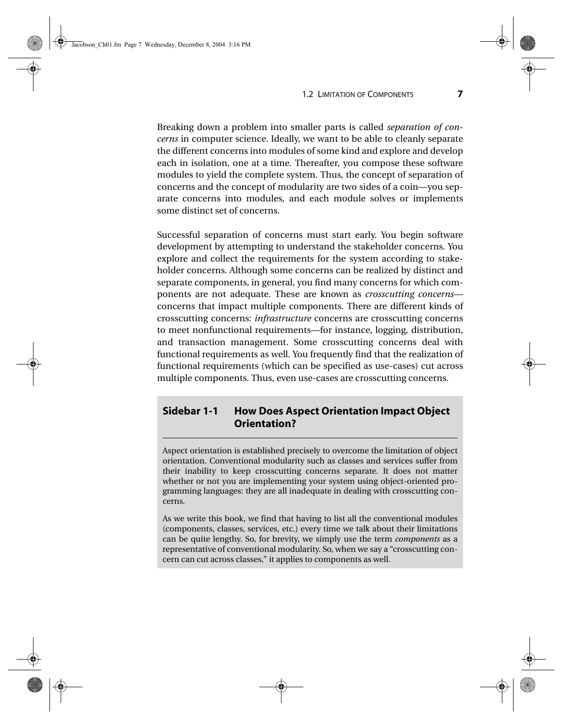Breaking down a problem into smaller parts is called *separation of concerns* in computer science. Ideally, we want to be able to cleanly separate the different concerns into modules of some kind and explore and develop each in isolation, one at a time. Thereafter, you compose these software modules to yield the complete system. Thus, the concept of separation of concerns and the concept of modularity are two sides of a coin—you separate concerns into modules, and each module solves or implements some distinct set of concerns.

Successful separation of concerns must start early. You begin software development by attempting to understand the stakeholder concerns. You explore and collect the requirements for the system according to stakeholder concerns. Although some concerns can be realized by distinct and separate components, in general, you find many concerns for which components are not adequate. These are known as *crosscutting concerns*—concerns that impact multiple components. There are different kinds of crosscutting concerns: *infrastructure* concerns are crosscutting concerns to meet nonfunctional requirements—for instance, logging, distribution, and transaction management. Some crosscutting concerns deal with functional requirements as well. You frequently find that the realization of functional requirements (which can be specified as use-cases) cut across multiple components. Thus, even use-cases are crosscutting concerns.

### Sidebar 1-1 How Does Aspect Orientation Impact Object Orientation?

Aspect orientation is established precisely to overcome the limitation of object orientation. Conventional modularity such as classes and services suffer from their inability to keep crosscutting concerns separate. It does not matter whether or not you are implementing your system using object-oriented programming languages: they are all inadequate in dealing with crosscutting concerns.

As we write this book, we find that having to list all the conventional modules (components, classes, services, etc.) every time we talk about their limitations can be quite lengthy. So, for brevity, we simply use the term *components* as a representative of conventional modularity. So, when we say a "crosscutting concern can cut across classes," it applies to components as well.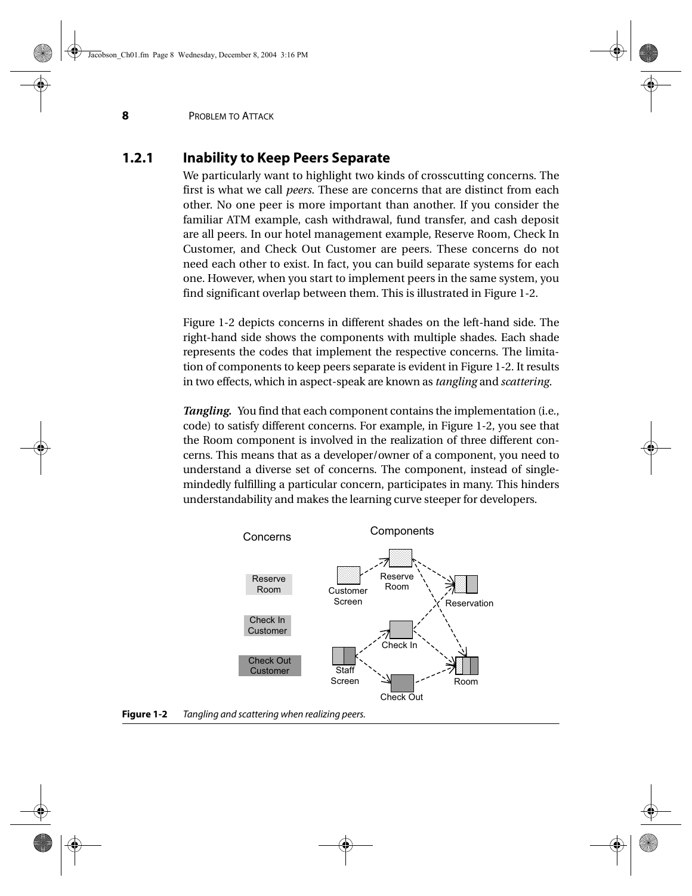### 1.2.1 Inability to Keep Peers Separate

We particularly want to highlight two kinds of crosscutting concerns. The first is what we call *peers*. These are concerns that are distinct from each other. No one peer is more important than another. If you consider the familiar ATM example, cash withdrawal, fund transfer, and cash deposit are all peers. In our hotel management example, Reserve Room, Check In Customer, and Check Out Customer are peers. These concerns do not need each other to exist. In fact, you can build separate systems for each one. However, when you start to implement peers in the same system, you find significant overlap between them. This is illustrated in Figure 1-2.

Figure 1-2 depicts concerns in different shades on the left-hand side. The right-hand side shows the components with multiple shades. Each shade represents the codes that implement the respective concerns. The limitation of components to keep peers separate is evident in Figure 1-2. It results in two effects, which in aspect-speak are known as *tangling* and *scattering*.

***Tangling.*** You find that each component contains the implementation (i.e., code) to satisfy different concerns. For example, in Figure 1-2, you see that the Room component is involved in the realization of three different concerns. This means that as a developer/owner of a component, you need to understand a diverse set of concerns. The component, instead of single-mindedly fulfilling a particular concern, participates in many. This hinders understandability and makes the learning curve steeper for developers.

**Figure 1-2** *Tangling and scattering when realizing peers.*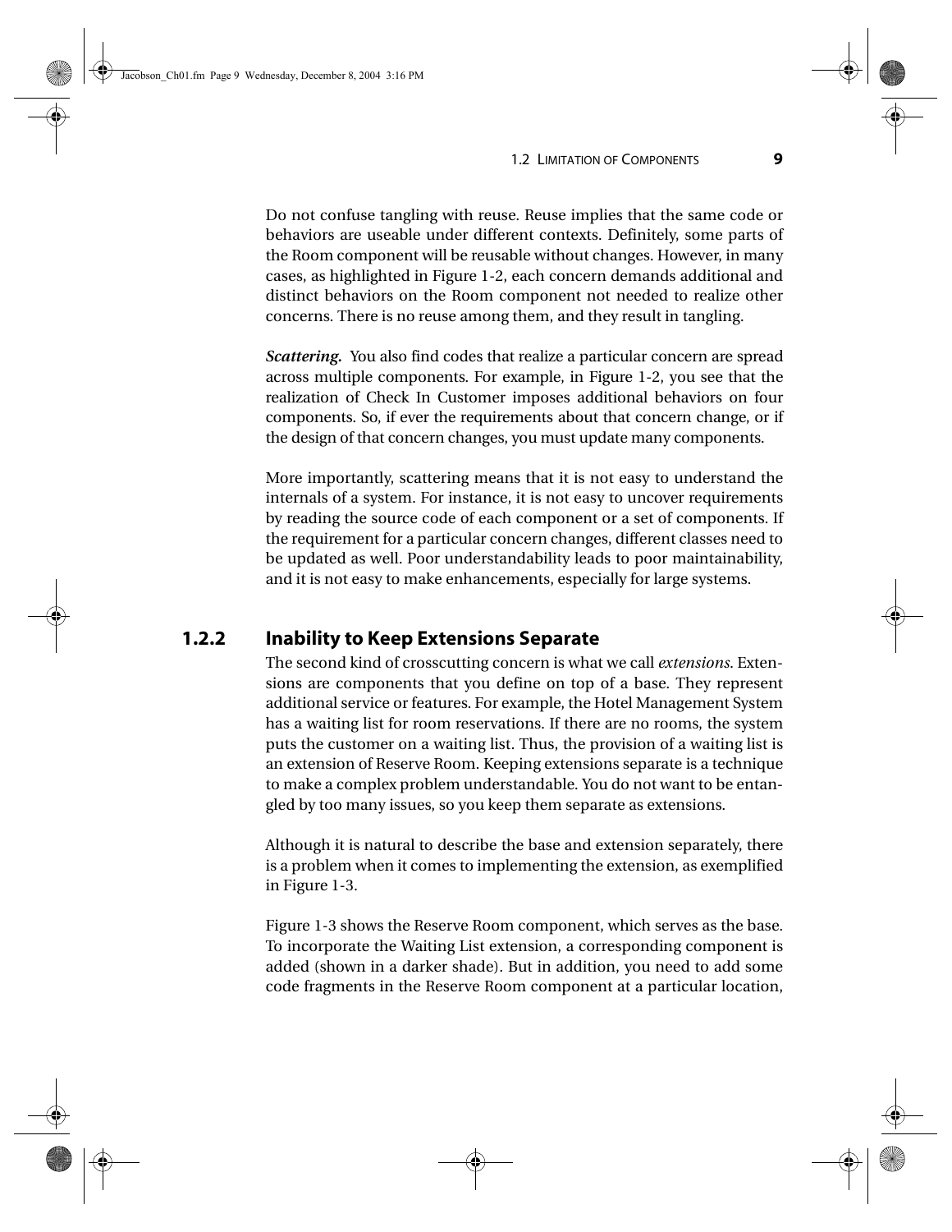Do not confuse tangling with reuse. Reuse implies that the same code or behaviors are useable under different contexts. Definitely, some parts of the Room component will be reusable without changes. However, in many cases, as highlighted in Figure 1-2, each concern demands additional and distinct behaviors on the Room component not needed to realize other concerns. There is no reuse among them, and they result in tangling.

***Scattering.*** You also find codes that realize a particular concern are spread across multiple components. For example, in Figure 1-2, you see that the realization of Check In Customer imposes additional behaviors on four components. So, if ever the requirements about that concern change, or if the design of that concern changes, you must update many components.

More importantly, scattering means that it is not easy to understand the internals of a system. For instance, it is not easy to uncover requirements by reading the source code of each component or a set of components. If the requirement for a particular concern changes, different classes need to be updated as well. Poor understandability leads to poor maintainability, and it is not easy to make enhancements, especially for large systems.

### 1.2.2 Inability to Keep Extensions Separate

The second kind of crosscutting concern is what we call *extensions*. Extensions are components that you define on top of a base. They represent additional service or features. For example, the Hotel Management System has a waiting list for room reservations. If there are no rooms, the system puts the customer on a waiting list. Thus, the provision of a waiting list is an extension of Reserve Room. Keeping extensions separate is a technique to make a complex problem understandable. You do not want to be entangled by too many issues, so you keep them separate as extensions.

Although it is natural to describe the base and extension separately, there is a problem when it comes to implementing the extension, as exemplified in Figure 1-3.

Figure 1-3 shows the Reserve Room component, which serves as the base. To incorporate the Waiting List extension, a corresponding component is added (shown in a darker shade). But in addition, you need to add some code fragments in the Reserve Room component at a particular location,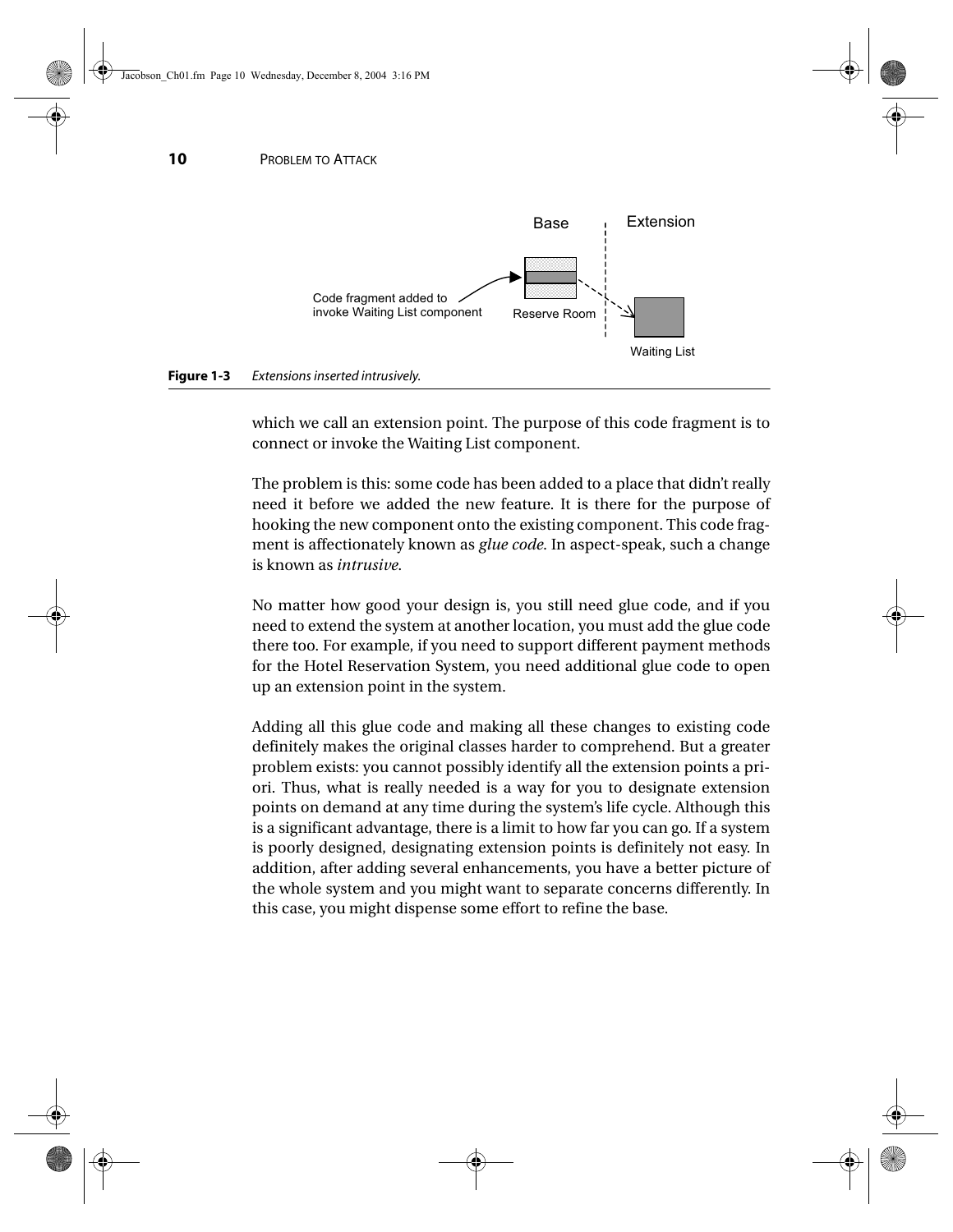Base | Extension

Code fragment added to invoke Waiting List component

Reserve Room

Waiting List

**Figure 1-3** *Extensions inserted intrusively.*

which we call an extension point. The purpose of this code fragment is to connect or invoke the Waiting List component.

The problem is this: some code has been added to a place that didn't really need it before we added the new feature. It is there for the purpose of hooking the new component onto the existing component. This code fragment is affectionately known as *glue code*. In aspect-speak, such a change is known as *intrusive*.

No matter how good your design is, you still need glue code, and if you need to extend the system at another location, you must add the glue code there too. For example, if you need to support different payment methods for the Hotel Reservation System, you need additional glue code to open up an extension point in the system.

Adding all this glue code and making all these changes to existing code definitely makes the original classes harder to comprehend. But a greater problem exists: you cannot possibly identify all the extension points a priori. Thus, what is really needed is a way for you to designate extension points on demand at any time during the system's life cycle. Although this is a significant advantage, there is a limit to how far you can go. If a system is poorly designed, designating extension points is definitely not easy. In addition, after adding several enhancements, you have a better picture of the whole system and you might want to separate concerns differently. In this case, you might dispense some effort to refine the base.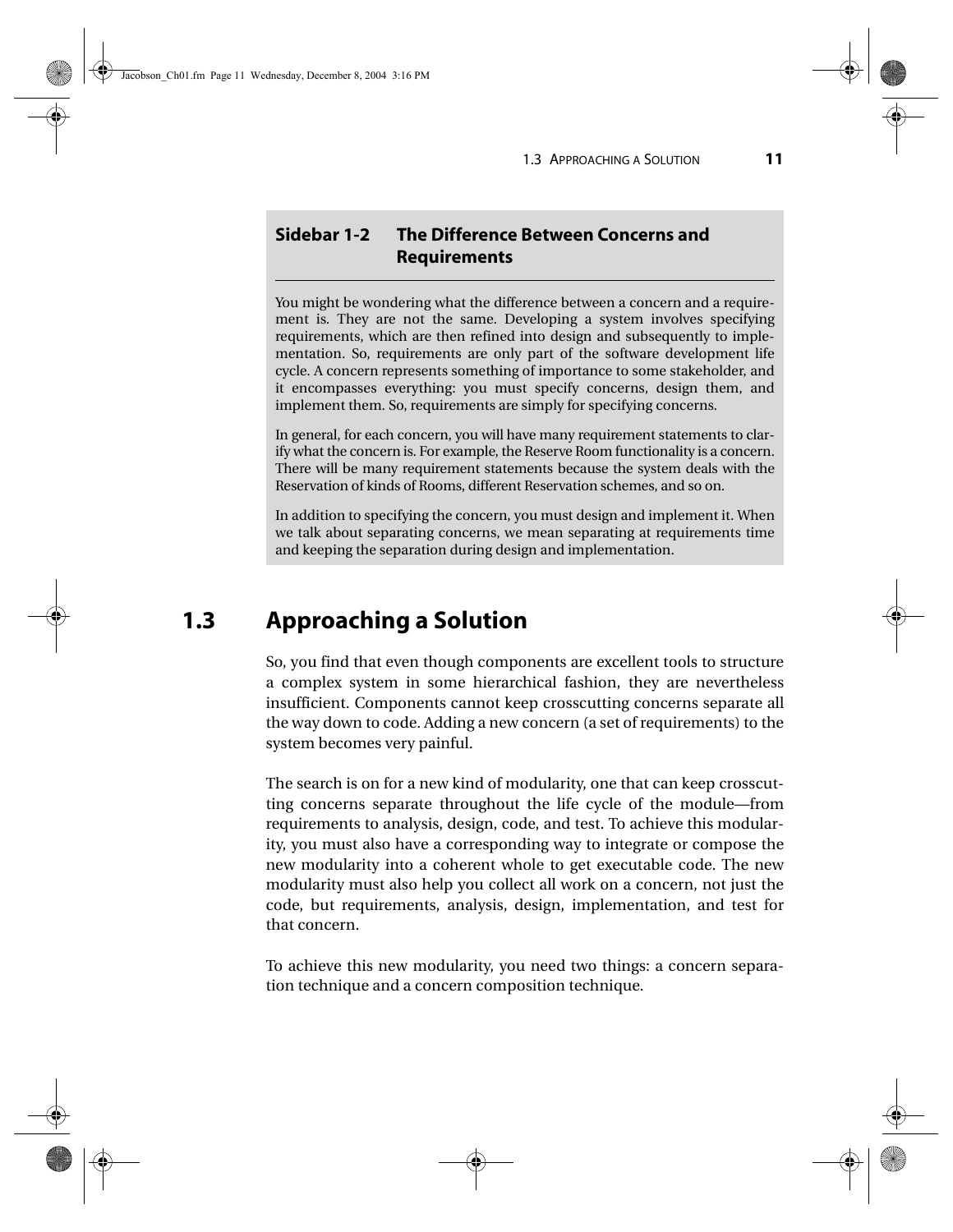### Sidebar 1-2 The Difference Between Concerns and Requirements

You might be wondering what the difference between a concern and a requirement is. They are not the same. Developing a system involves specifying requirements, which are then refined into design and subsequently to implementation. So, requirements are only part of the software development life cycle. A concern represents something of importance to some stakeholder, and it encompasses everything: you must specify concerns, design them, and implement them. So, requirements are simply for specifying concerns.

In general, for each concern, you will have many requirement statements to clarify what the concern is. For example, the Reserve Room functionality is a concern. There will be many requirement statements because the system deals with the Reservation of kinds of Rooms, different Reservation schemes, and so on.

In addition to specifying the concern, you must design and implement it. When we talk about separating concerns, we mean separating at requirements time and keeping the separation during design and implementation.

## 1.3 Approaching a Solution

So, you find that even though components are excellent tools to structure a complex system in some hierarchical fashion, they are nevertheless insufficient. Components cannot keep crosscutting concerns separate all the way down to code. Adding a new concern (a set of requirements) to the system becomes very painful.

The search is on for a new kind of modularity, one that can keep crosscutting concerns separate throughout the life cycle of the module—from requirements to analysis, design, code, and test. To achieve this modularity, you must also have a corresponding way to integrate or compose the new modularity into a coherent whole to get executable code. The new modularity must also help you collect all work on a concern, not just the code, but requirements, analysis, design, implementation, and test for that concern.

To achieve this new modularity, you need two things: a concern separation technique and a concern composition technique.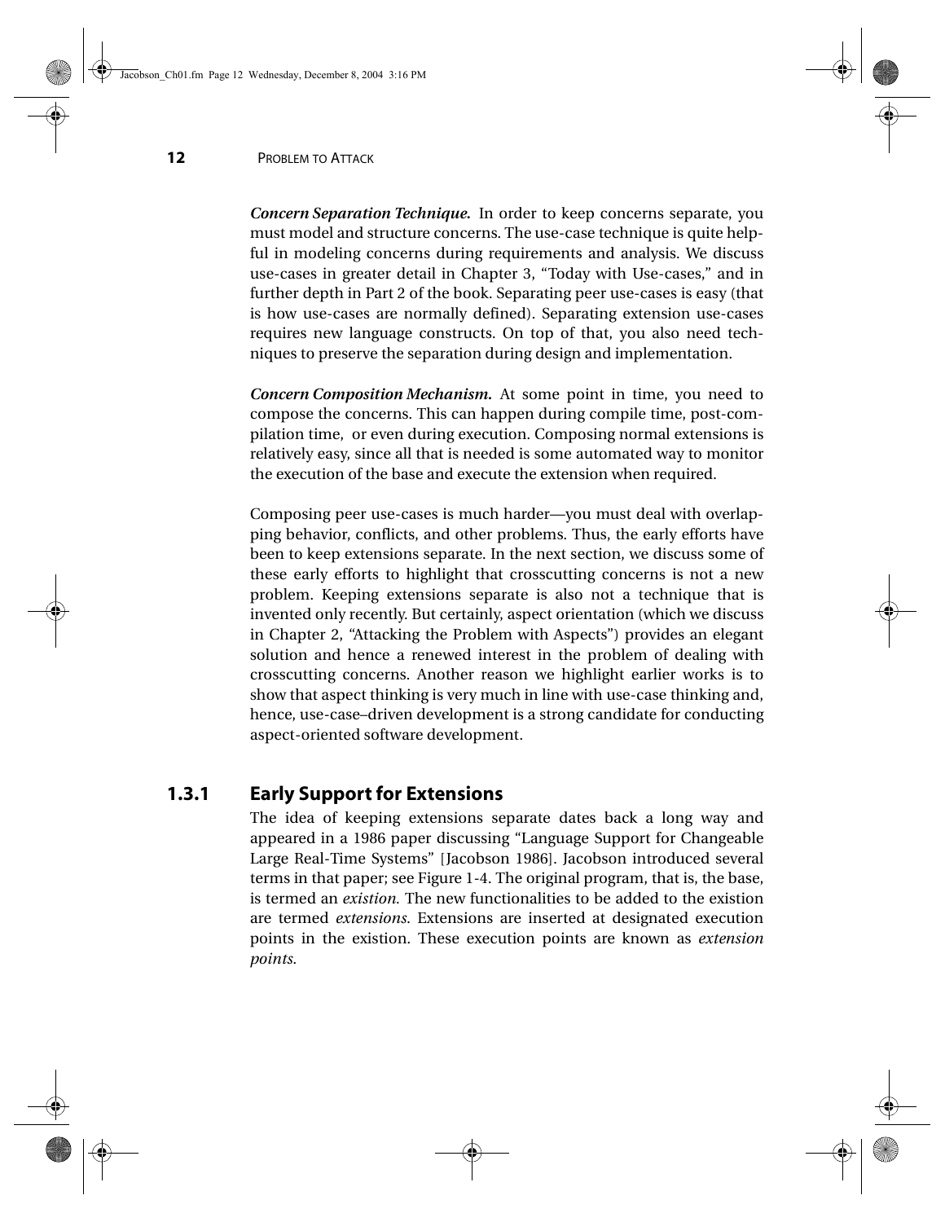***Concern Separation Technique.*** In order to keep concerns separate, you must model and structure concerns. The use-case technique is quite helpful in modeling concerns during requirements and analysis. We discuss use-cases in greater detail in Chapter 3, "Today with Use-cases," and in further depth in Part 2 of the book. Separating peer use-cases is easy (that is how use-cases are normally defined). Separating extension use-cases requires new language constructs. On top of that, you also need techniques to preserve the separation during design and implementation.

***Concern Composition Mechanism.*** At some point in time, you need to compose the concerns. This can happen during compile time, post-compilation time, or even during execution. Composing normal extensions is relatively easy, since all that is needed is some automated way to monitor the execution of the base and execute the extension when required.

Composing peer use-cases is much harder—you must deal with overlapping behavior, conflicts, and other problems. Thus, the early efforts have been to keep extensions separate. In the next section, we discuss some of these early efforts to highlight that crosscutting concerns is not a new problem. Keeping extensions separate is also not a technique that is invented only recently. But certainly, aspect orientation (which we discuss in Chapter 2, "Attacking the Problem with Aspects") provides an elegant solution and hence a renewed interest in the problem of dealing with crosscutting concerns. Another reason we highlight earlier works is to show that aspect thinking is very much in line with use-case thinking and, hence, use-case–driven development is a strong candidate for conducting aspect-oriented software development.

### 1.3.1 Early Support for Extensions

The idea of keeping extensions separate dates back a long way and appeared in a 1986 paper discussing "Language Support for Changeable Large Real-Time Systems" [Jacobson 1986]. Jacobson introduced several terms in that paper; see Figure 1-4. The original program, that is, the base, is termed an *existion.* The new functionalities to be added to the existion are termed *extensions*. Extensions are inserted at designated execution points in the existion. These execution points are known as *extension points.*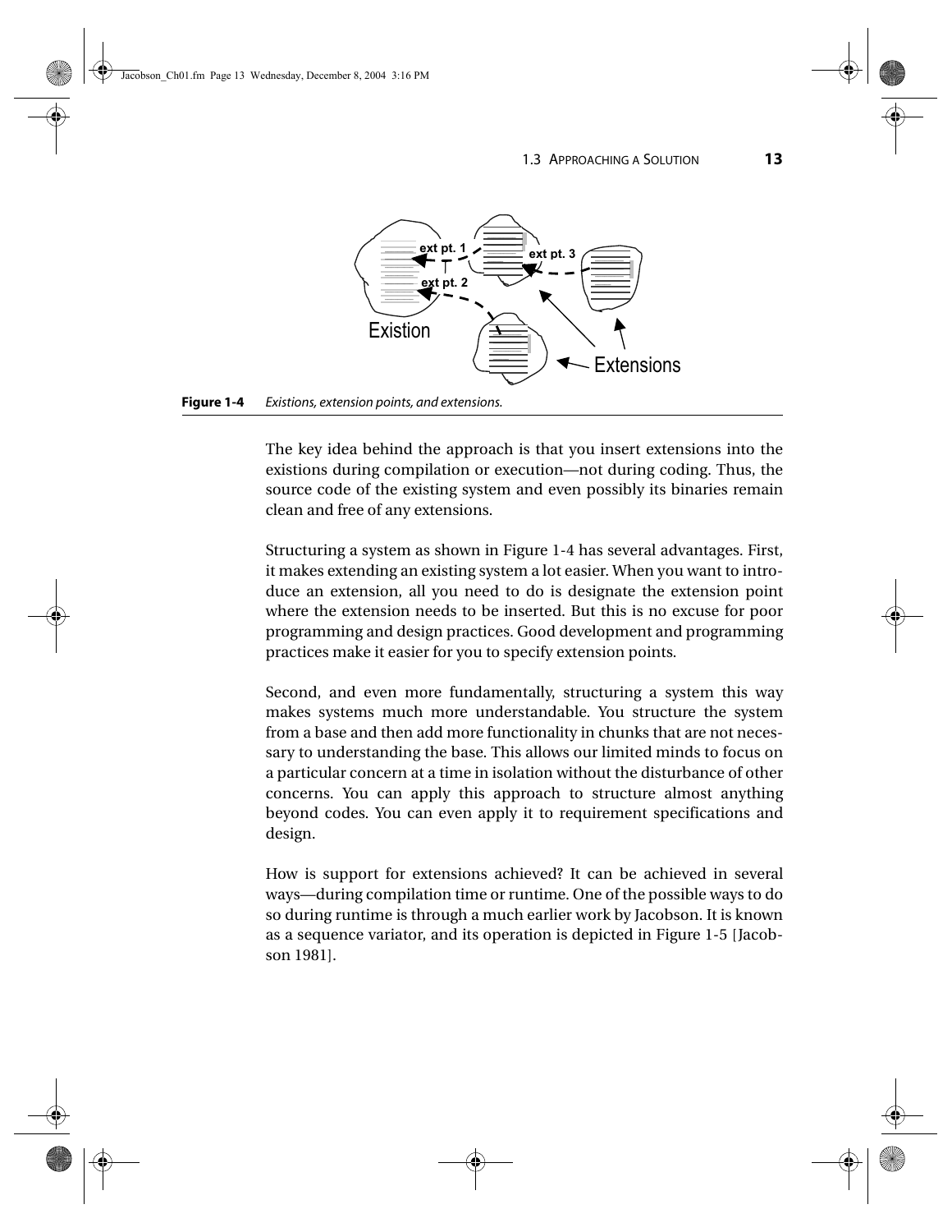**Figure 1-4** *Existions, extension points, and extensions.*

The key idea behind the approach is that you insert extensions into the existions during compilation or execution—not during coding. Thus, the source code of the existing system and even possibly its binaries remain clean and free of any extensions.

Structuring a system as shown in Figure 1-4 has several advantages. First, it makes extending an existing system a lot easier. When you want to introduce an extension, all you need to do is designate the extension point where the extension needs to be inserted. But this is no excuse for poor programming and design practices. Good development and programming practices make it easier for you to specify extension points.

Second, and even more fundamentally, structuring a system this way makes systems much more understandable. You structure the system from a base and then add more functionality in chunks that are not necessary to understanding the base. This allows our limited minds to focus on a particular concern at a time in isolation without the disturbance of other concerns. You can apply this approach to structure almost anything beyond codes. You can even apply it to requirement specifications and design.

How is support for extensions achieved? It can be achieved in several ways—during compilation time or runtime. One of the possible ways to do so during runtime is through a much earlier work by Jacobson. It is known as a sequence variator, and its operation is depicted in Figure 1-5 [Jacobson 1981].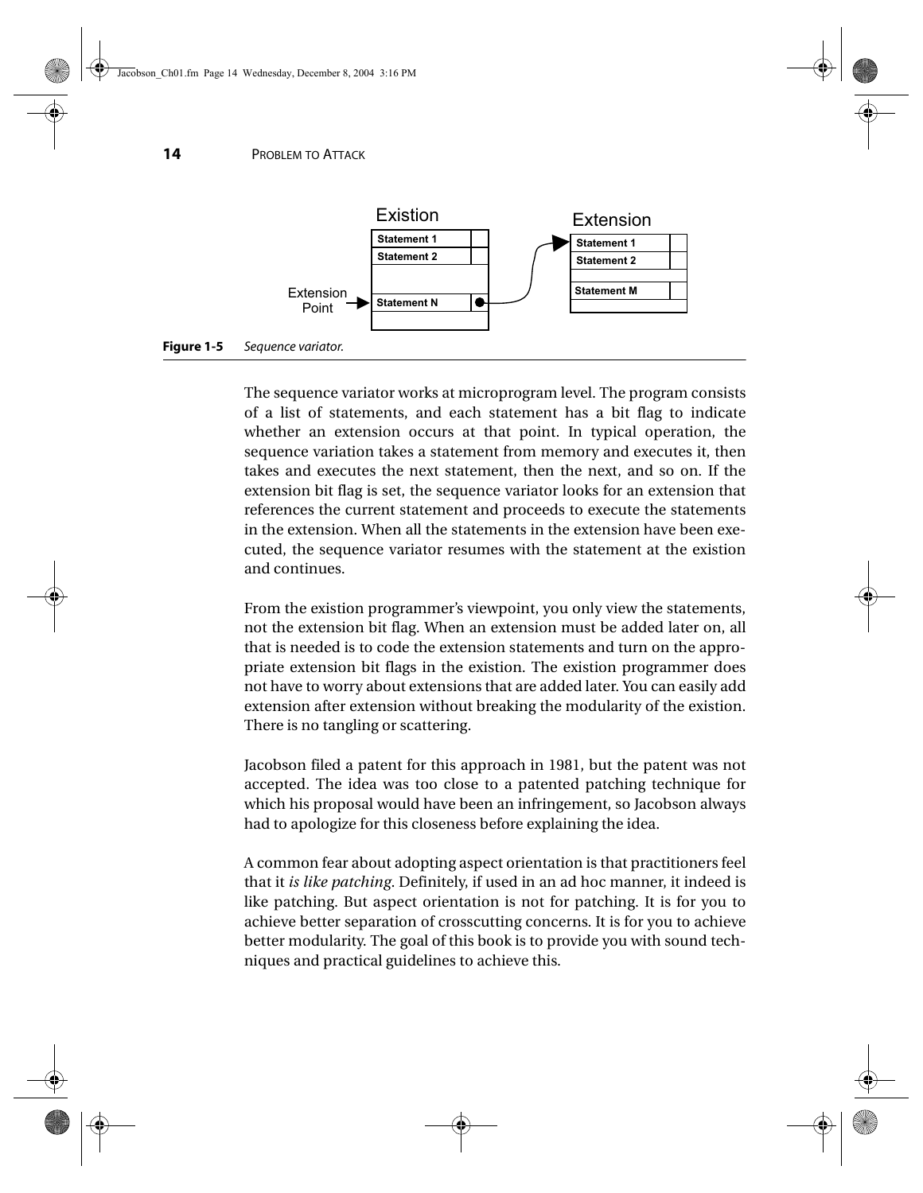Existion

Statement 1

Statement 2

Statement N

Extension Point

Extension

Statement 1

Statement 2

Statement M

**Figure 1-5** *Sequence variator.*

The sequence variator works at microprogram level. The program consists of a list of statements, and each statement has a bit flag to indicate whether an extension occurs at that point. In typical operation, the sequence variation takes a statement from memory and executes it, then takes and executes the next statement, then the next, and so on. If the extension bit flag is set, the sequence variator looks for an extension that references the current statement and proceeds to execute the statements in the extension. When all the statements in the extension have been executed, the sequence variator resumes with the statement at the existion and continues.

From the existion programmer's viewpoint, you only view the statements, not the extension bit flag. When an extension must be added later on, all that is needed is to code the extension statements and turn on the appropriate extension bit flags in the existion. The existion programmer does not have to worry about extensions that are added later. You can easily add extension after extension without breaking the modularity of the existion. There is no tangling or scattering.

Jacobson filed a patent for this approach in 1981, but the patent was not accepted. The idea was too close to a patented patching technique for which his proposal would have been an infringement, so Jacobson always had to apologize for this closeness before explaining the idea.

A common fear about adopting aspect orientation is that practitioners feel that it *is like patching*. Definitely, if used in an ad hoc manner, it indeed is like patching. But aspect orientation is not for patching. It is for you to achieve better separation of crosscutting concerns. It is for you to achieve better modularity. The goal of this book is to provide you with sound techniques and practical guidelines to achieve this.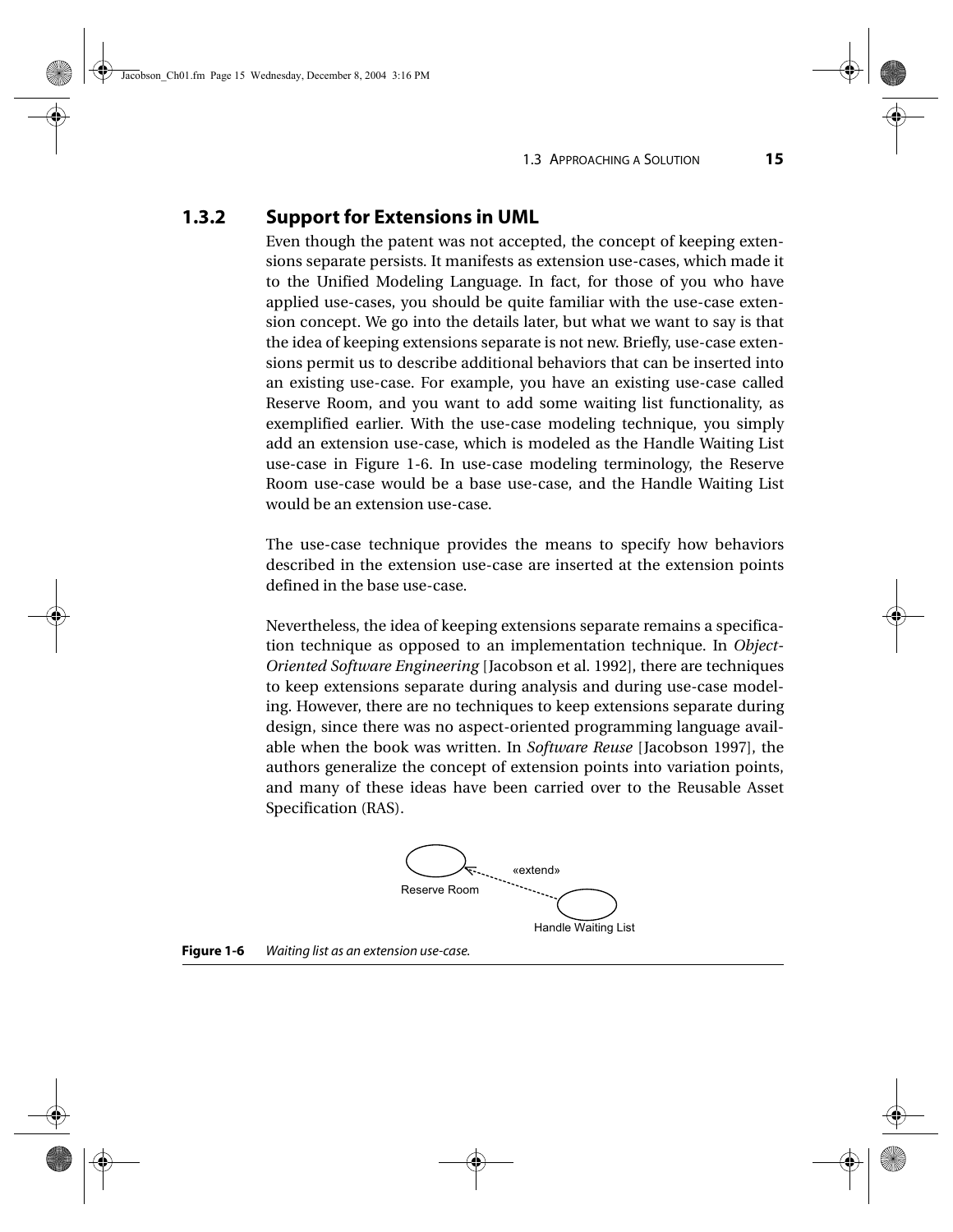### 1.3.2 Support for Extensions in UML

Even though the patent was not accepted, the concept of keeping extensions separate persists. It manifests as extension use-cases, which made it to the Unified Modeling Language. In fact, for those of you who have applied use-cases, you should be quite familiar with the use-case extension concept. We go into the details later, but what we want to say is that the idea of keeping extensions separate is not new. Briefly, use-case extensions permit us to describe additional behaviors that can be inserted into an existing use-case. For example, you have an existing use-case called Reserve Room, and you want to add some waiting list functionality, as exemplified earlier. With the use-case modeling technique, you simply add an extension use-case, which is modeled as the Handle Waiting List use-case in Figure 1-6. In use-case modeling terminology, the Reserve Room use-case would be a base use-case, and the Handle Waiting List would be an extension use-case.

The use-case technique provides the means to specify how behaviors described in the extension use-case are inserted at the extension points defined in the base use-case.

Nevertheless, the idea of keeping extensions separate remains a specification technique as opposed to an implementation technique. In *Object-Oriented Software Engineering* [Jacobson et al. 1992], there are techniques to keep extensions separate during analysis and during use-case modeling. However, there are no techniques to keep extensions separate during design, since there was no aspect-oriented programming language available when the book was written. In *Software Reuse* [Jacobson 1997], the authors generalize the concept of extension points into variation points, and many of these ideas have been carried over to the Reusable Asset Specification (RAS).

Reserve Room ◄- - - «extend» - - - Handle Waiting List

**Figure 1-6** *Waiting list as an extension use-case.*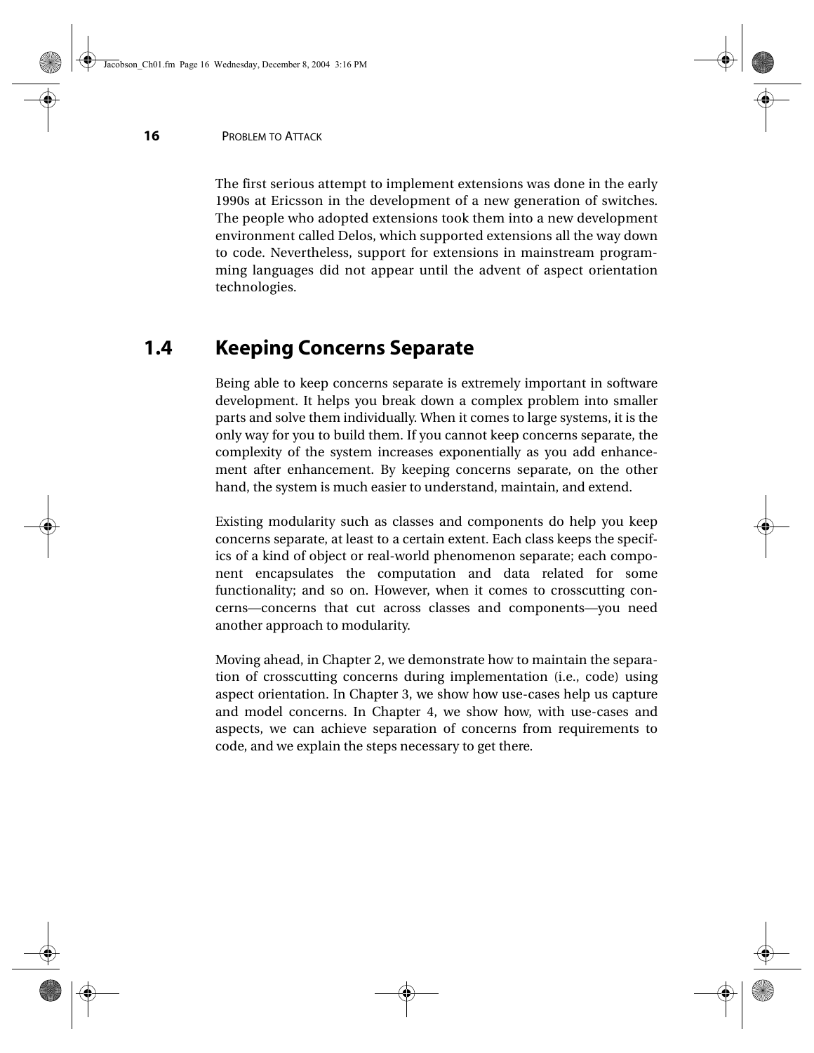The first serious attempt to implement extensions was done in the early 1990s at Ericsson in the development of a new generation of switches. The people who adopted extensions took them into a new development environment called Delos, which supported extensions all the way down to code. Nevertheless, support for extensions in mainstream programming languages did not appear until the advent of aspect orientation technologies.

## 1.4 Keeping Concerns Separate

Being able to keep concerns separate is extremely important in software development. It helps you break down a complex problem into smaller parts and solve them individually. When it comes to large systems, it is the only way for you to build them. If you cannot keep concerns separate, the complexity of the system increases exponentially as you add enhancement after enhancement. By keeping concerns separate, on the other hand, the system is much easier to understand, maintain, and extend.

Existing modularity such as classes and components do help you keep concerns separate, at least to a certain extent. Each class keeps the specifics of a kind of object or real-world phenomenon separate; each component encapsulates the computation and data related for some functionality; and so on. However, when it comes to crosscutting concerns—concerns that cut across classes and components—you need another approach to modularity.

Moving ahead, in Chapter 2, we demonstrate how to maintain the separation of crosscutting concerns during implementation (i.e., code) using aspect orientation. In Chapter 3, we show how use-cases help us capture and model concerns. In Chapter 4, we show how, with use-cases and aspects, we can achieve separation of concerns from requirements to code, and we explain the steps necessary to get there.